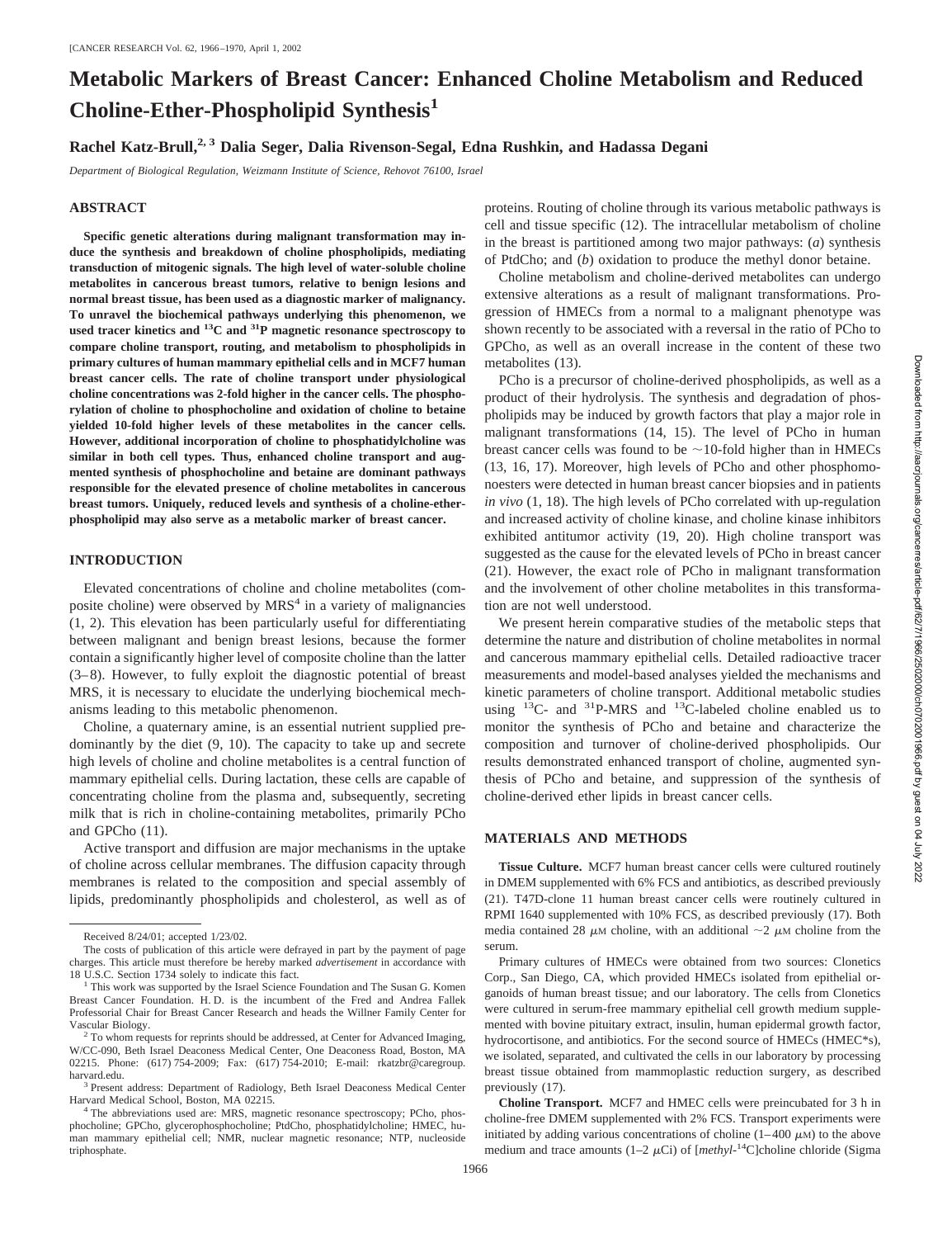# Metabolic Markers of Breast Cancer: Enhanced Choline Metabolism and Reduced Choline-Ether-Phospholipid Synthesis[1]

**Rachel Katz-Brull,[2, 3] Dalia Seger, Dalia Rivenson-Segal, Edna Rushkin, and Hadassa Degani**

*Department of Biological Regulation, Weizmann Institute of Science, Rehovot 76100, Israel*

## ABSTRACT

**Specific genetic alterations during malignant transformation may induce the synthesis and breakdown of choline phospholipids, mediating transduction of mitogenic signals. The high level of water-soluble choline metabolites in cancerous breast tumors, relative to benign lesions and normal breast tissue, has been used as a diagnostic marker of malignancy. To unravel the biochemical pathways underlying this phenomenon, we used tracer kinetics and $^{13}C$ and $^{31}P$ magnetic resonance spectroscopy to compare choline transport, routing, and metabolism to phospholipids in primary cultures of human mammary epithelial cells and in MCF7 human breast cancer cells. The rate of choline transport under physiological choline concentrations was 2-fold higher in the cancer cells. The phosphorylation of choline to phosphocholine and oxidation of choline to betaine yielded 10-fold higher levels of these metabolites in the cancer cells. However, additional incorporation of choline to phosphatidylcholine was similar in both cell types. Thus, enhanced choline transport and augmented synthesis of phosphocholine and betaine are dominant pathways responsible for the elevated presence of choline metabolites in cancerous breast tumors. Uniquely, reduced levels and synthesis of a choline-ether-phospholipid may also serve as a metabolic marker of breast cancer.**

## INTRODUCTION

Elevated concentrations of choline and choline metabolites (composite choline) were observed by MRS[4] in a variety of malignancies (1, 2). This elevation has been particularly useful for differentiating between malignant and benign breast lesions, because the former contain a significantly higher level of composite choline than the latter (3–8). However, to fully exploit the diagnostic potential of breast MRS, it is necessary to elucidate the underlying biochemical mechanisms leading to this metabolic phenomenon.

Choline, a quaternary amine, is an essential nutrient supplied predominantly by the diet (9, 10). The capacity to take up and secrete high levels of choline and choline metabolites is a central function of mammary epithelial cells. During lactation, these cells are capable of concentrating choline from the plasma and, subsequently, secreting milk that is rich in choline-containing metabolites, primarily PCho and GPCho (11).

Active transport and diffusion are major mechanisms in the uptake of choline across cellular membranes. The diffusion capacity through membranes is related to the composition and special assembly of lipids, predominantly phospholipids and cholesterol, as well as of proteins. Routing of choline through its various metabolic pathways is cell and tissue specific (12). The intracellular metabolism of choline in the breast is partitioned among two major pathways: (*a*) synthesis of PtdCho; and (*b*) oxidation to produce the methyl donor betaine.

Choline metabolism and choline-derived metabolites can undergo extensive alterations as a result of malignant transformations. Progression of HMECs from a normal to a malignant phenotype was shown recently to be associated with a reversal in the ratio of PCho to GPCho, as well as an overall increase in the content of these two metabolites (13).

PCho is a precursor of choline-derived phospholipids, as well as a product of their hydrolysis. The synthesis and degradation of phospholipids may be induced by growth factors that play a major role in malignant transformations (14, 15). The level of PCho in human breast cancer cells was found to be ~10-fold higher than in HMECs (13, 16, 17). Moreover, high levels of PCho and other phosphomonoesters were detected in human breast cancer biopsies and in patients *in vivo* (1, 18). The high levels of PCho correlated with up-regulation and increased activity of choline kinase, and choline kinase inhibitors exhibited antitumor activity (19, 20). High choline transport was suggested as the cause for the elevated levels of PCho in breast cancer (21). However, the exact role of PCho in malignant transformation and the involvement of other choline metabolites in this transformation are not well understood.

We present herein comparative studies of the metabolic steps that determine the nature and distribution of choline metabolites in normal and cancerous mammary epithelial cells. Detailed radioactive tracer measurements and model-based analyses yielded the mechanisms and kinetic parameters of choline transport. Additional metabolic studies using $^{13}C$- and $^{31}P$-MRS and $^{13}C$-labeled choline enabled us to monitor the synthesis of PCho and betaine and characterize the composition and turnover of choline-derived phospholipids. Our results demonstrated enhanced transport of choline, augmented synthesis of PCho and betaine, and suppression of the synthesis of choline-derived ether lipids in breast cancer cells.

## MATERIALS AND METHODS

**Tissue Culture.** MCF7 human breast cancer cells were cultured routinely in DMEM supplemented with 6% FCS and antibiotics, as described previously (21). T47D-clone 11 human breast cancer cells were routinely cultured in RPMI 1640 supplemented with 10% FCS, as described previously (17). Both media contained 28 $\mu$M choline, with an additional ~2 $\mu$M choline from the serum.

Primary cultures of HMECs were obtained from two sources: Clonetics Corp., San Diego, CA, which provided HMECs isolated from epithelial organoids of human breast tissue; and our laboratory. The cells from Clonetics were cultured in serum-free mammary epithelial cell growth medium supplemented with bovine pituitary extract, insulin, human epidermal growth factor, hydrocortisone, and antibiotics. For the second source of HMECs (HMEC*s), we isolated, separated, and cultivated the cells in our laboratory by processing breast tissue obtained from mammoplastic reduction surgery, as described previously (17).

**Choline Transport.** MCF7 and HMEC cells were preincubated for 3 h in choline-free DMEM supplemented with 2% FCS. Transport experiments were initiated by adding various concentrations of choline (1–400 $\mu$M) to the above medium and trace amounts (1–2 $\mu$Ci) of [*methyl*-$^{14}$C]choline chloride (Sigma

---

Received 8/24/01; accepted 1/23/02.

The costs of publication of this article were defrayed in part by the payment of page charges. This article must therefore be hereby marked *advertisement* in accordance with 18 U.S.C. Section 1734 solely to indicate this fact.

[1] This work was supported by the Israel Science Foundation and The Susan G. Komen Breast Cancer Foundation. H. D. is the incumbent of the Fred and Andrea Fallek Professorial Chair for Breast Cancer Research and heads the Willner Family Center for Vascular Biology.

[2] To whom requests for reprints should be addressed, at Center for Advanced Imaging, W/CC-090, Beth Israel Deaconess Medical Center, One Deaconess Road, Boston, MA 02215. Phone: (617) 754-2009; Fax: (617) 754-2010; E-mail: rkatzbr@caregroup.harvard.edu.

[3] Present address: Department of Radiology, Beth Israel Deaconess Medical Center Harvard Medical School, Boston, MA 02215.

[4] The abbreviations used are: MRS, magnetic resonance spectroscopy; PCho, phosphocholine; GPCho, glycerophosphocholine; PtdCho, phosphatidylcholine; HMEC, human mammary epithelial cell; NMR, nuclear magnetic resonance; NTP, nucleoside triphosphate.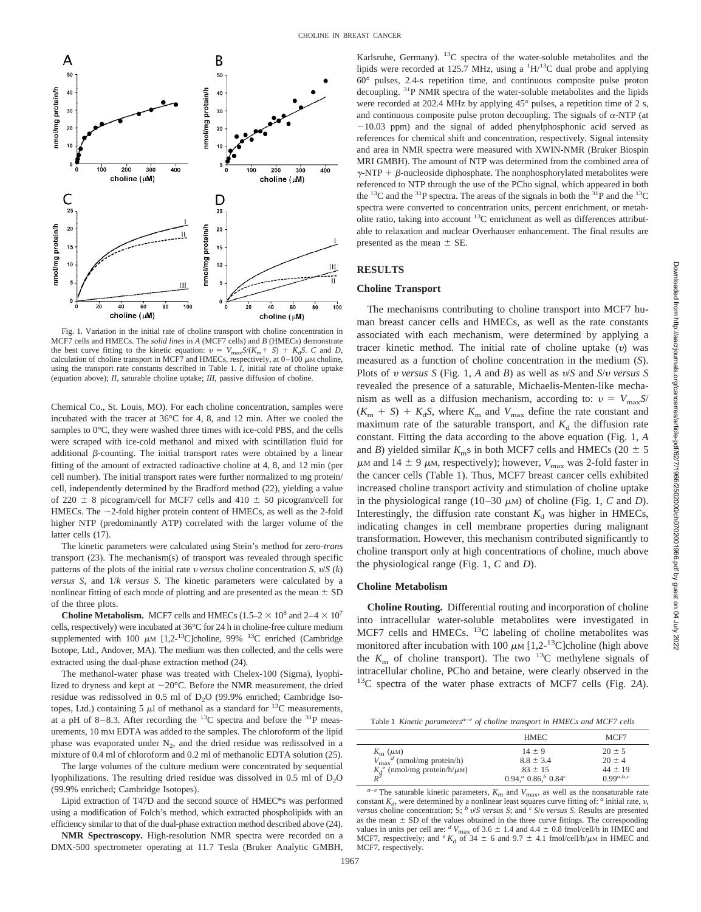Fig. 1. Variation in the initial rate of choline transport with choline concentration in MCF7 cells and HMECs. The *solid lines* in *A* (MCF7 cells) and *B* (HMECs) demonstrate the best curve fitting to the kinetic equation: $v = V_{max}S/(K_m + S) + K_dS$. *C* and *D*, calculation of choline transport in MCF7 and HMECs, respectively, at 0–100 $\mu$M choline, using the transport rate constants described in Table 1. *I*, initial rate of choline uptake (equation above); *II*, saturable choline uptake; *III*, passive diffusion of choline.

Chemical Co., St. Louis, MO). For each choline concentration, samples were incubated with the tracer at 36°C for 4, 8, and 12 min. After we cooled the samples to 0°C, they were washed three times with ice-cold PBS, and the cells were scraped with ice-cold methanol and mixed with scintillation fluid for additional $\beta$-counting. The initial transport rates were obtained by a linear fitting of the amount of extracted radioactive choline at 4, 8, and 12 min (per cell number). The initial transport rates were further normalized to mg protein/cell, independently determined by the Bradford method (22), yielding a value of 220 ± 8 picogram/cell for MCF7 cells and 410 ± 50 picogram/cell for HMECs. The ~2-fold higher protein content of HMECs, as well as the 2-fold higher NTP (predominantly ATP) correlated with the larger volume of the latter cells (17).

The kinetic parameters were calculated using Stein's method for zero-*trans* transport (23). The mechanism(s) of transport was revealed through specific patterns of the plots of the initial rate $v$ *versus* choline concentration $S$, $v/S$ ($k$) *versus* $S$, and $1/k$ *versus* $S$. The kinetic parameters were calculated by a nonlinear fitting of each mode of plotting and are presented as the mean ± SD of the three plots.

**Choline Metabolism.** MCF7 cells and HMECs (1.5–2 × $10^8$ and 2–4 × $10^7$ cells, respectively) were incubated at 36°C for 24 h in choline-free culture medium supplemented with 100 $\mu$M [1,2-$^{13}$C]choline, 99% $^{13}$C enriched (Cambridge Isotope, Ltd., Andover, MA). The medium was then collected, and the cells were extracted using the dual-phase extraction method (24).

The methanol-water phase was treated with Chelex-100 (Sigma), lyophilized to dryness and kept at −20°C. Before the NMR measurement, the dried residue was redissolved in 0.5 ml of $D_2O$ (99.9% enriched; Cambridge Isotopes, Ltd.) containing 5 $\mu$l of methanol as a standard for $^{13}$C measurements, at a pH of 8–8.3. After recording the $^{13}$C spectra and before the $^{31}$P measurements, 10 mM EDTA was added to the samples. The chloroform of the lipid phase was evaporated under $N_2$, and the dried residue was redissolved in a mixture of 0.4 ml of chloroform and 0.2 ml of methanolic EDTA solution (25).

The large volumes of the culture medium were concentrated by sequential lyophilizations. The resulting dried residue was dissolved in 0.5 ml of $D_2O$ (99.9% enriched; Cambridge Isotopes).

Lipid extraction of T47D and the second source of HMEC*s was performed using a modification of Folch's method, which extracted phospholipids with an efficiency similar to that of the dual-phase extraction method described above (24).

**NMR Spectroscopy.** High-resolution NMR spectra were recorded on a DMX-500 spectrometer operating at 11.7 Tesla (Bruker Analytic GMBH, Karlsruhe, Germany). $^{13}$C spectra of the water-soluble metabolites and the lipids were recorded at 125.7 MHz, using a $^1$H/$^{13}$C dual probe and applying 60° pulses, 2.4-s repetition time, and continuous composite pulse proton decoupling. $^{31}$P NMR spectra of the water-soluble metabolites and the lipids were recorded at 202.4 MHz by applying 45° pulses, a repetition time of 2 s, and continuous composite pulse proton decoupling. The signals of $\alpha$-NTP (at −10.03 ppm) and the signal of added phenylphosphonic acid served as references for chemical shift and concentration, respectively. Signal intensity and area in NMR spectra were measured with XWIN-NMR (Bruker Biospin MRI GMBH). The amount of NTP was determined from the combined area of $\gamma$-NTP + $\beta$-nucleoside diphosphate. The nonphosphorylated metabolites were referenced to NTP through the use of the PCho signal, which appeared in both the $^{13}$C and the $^{31}$P spectra. The areas of the signals in both the $^{31}$P and the $^{13}$C spectra were converted to concentration units, percent enrichment, or metabolite ratio, taking into account $^{13}$C enrichment as well as differences attributable to relaxation and nuclear Overhauser enhancement. The final results are presented as the mean ± SE.

## RESULTS

### Choline Transport

The mechanisms contributing to choline transport into MCF7 human breast cancer cells and HMECs, as well as the rate constants associated with each mechanism, were determined by applying a tracer kinetic method. The initial rate of choline uptake ($v$) was measured as a function of choline concentration in the medium ($S$). Plots of $v$ *versus* $S$ (Fig. 1, *A* and *B*) as well as $v/S$ and $S/v$ *versus* $S$ revealed the presence of a saturable, Michaelis-Menten-like mechanism as well as a diffusion mechanism, according to: $v = V_{max}S/(K_m + S) + K_dS$, where $K_m$ and $V_{max}$ define the rate constant and maximum rate of the saturable transport, and $K_d$ the diffusion rate constant. Fitting the data according to the above equation (Fig. 1, *A* and *B*) yielded similar $K_m$s in both MCF7 cells and HMECs (20 ± 5 $\mu$M and 14 ± 9 $\mu$M, respectively); however, $V_{max}$ was 2-fold faster in the cancer cells (Table 1). Thus, MCF7 breast cancer cells exhibited increased choline transport activity and stimulation of choline uptake in the physiological range (10–30 $\mu$M) of choline (Fig. 1, *C* and *D*). Interestingly, the diffusion rate constant $K_d$ was higher in HMECs, indicating changes in cell membrane properties during malignant transformation. However, this mechanism contributed significantly to choline transport only at high concentrations of choline, much above the physiological range (Fig. 1, *C* and *D*).

### Choline Metabolism

**Choline Routing.** Differential routing and incorporation of choline into intracellular water-soluble metabolites were investigated in MCF7 cells and HMECs. $^{13}$C labeling of choline metabolites was monitored after incubation with 100 $\mu$M [1,2-$^{13}$C]choline (high above the $K_m$ of choline transport). The two $^{13}$C methylene signals of intracellular choline, PCho and betaine, were clearly observed in the $^{13}$C spectra of the water phase extracts of MCF7 cells (Fig. 2*A*).

Table 1 *Kinetic parameters[a–e] of choline transport in HMECs and MCF7 cells*

| | HMEC | MCF7 |
|---|---|---|
| $K_m$ ($\mu$M) | 14 ± 9 | 20 ± 5 |
| $V_{max}$[d] (nmol/mg protein/h) | 8.8 ± 3.4 | 20 ± 4 |
| $K_d$[e] (nmol/mg protein/h/$\mu$M) | 83 ± 15 | 44 ± 19 |
| $R^2$ | 0.94,[a] 0.86,[b] 0.84[c] | 0.99[a,b,c] |

[a–e] The saturable kinetic parameters, $K_m$ and $V_{max}$, as well as the nonsaturable rate constant $K_d$, were determined by a nonlinear least squares curve fitting of: [a] initial rate, $v$, *versus* choline concentration; S; [b] $v/S$ *versus* $S$; and [c] $S/v$ *versus* $S$. Results are presented as the mean ± SD of the values obtained in the three curve fittings. The corresponding values in units per cell are: [d] $V_{max}$ of 3.6 ± 1.4 and 4.4 ± 0.8 fmol/cell/h in HMEC and MCF7, respectively; and [e] $K_d$ of 34 ± 6 and 9.7 ± 4.1 fmol/cell/h/$\mu$M in HMEC and MCF7, respectively.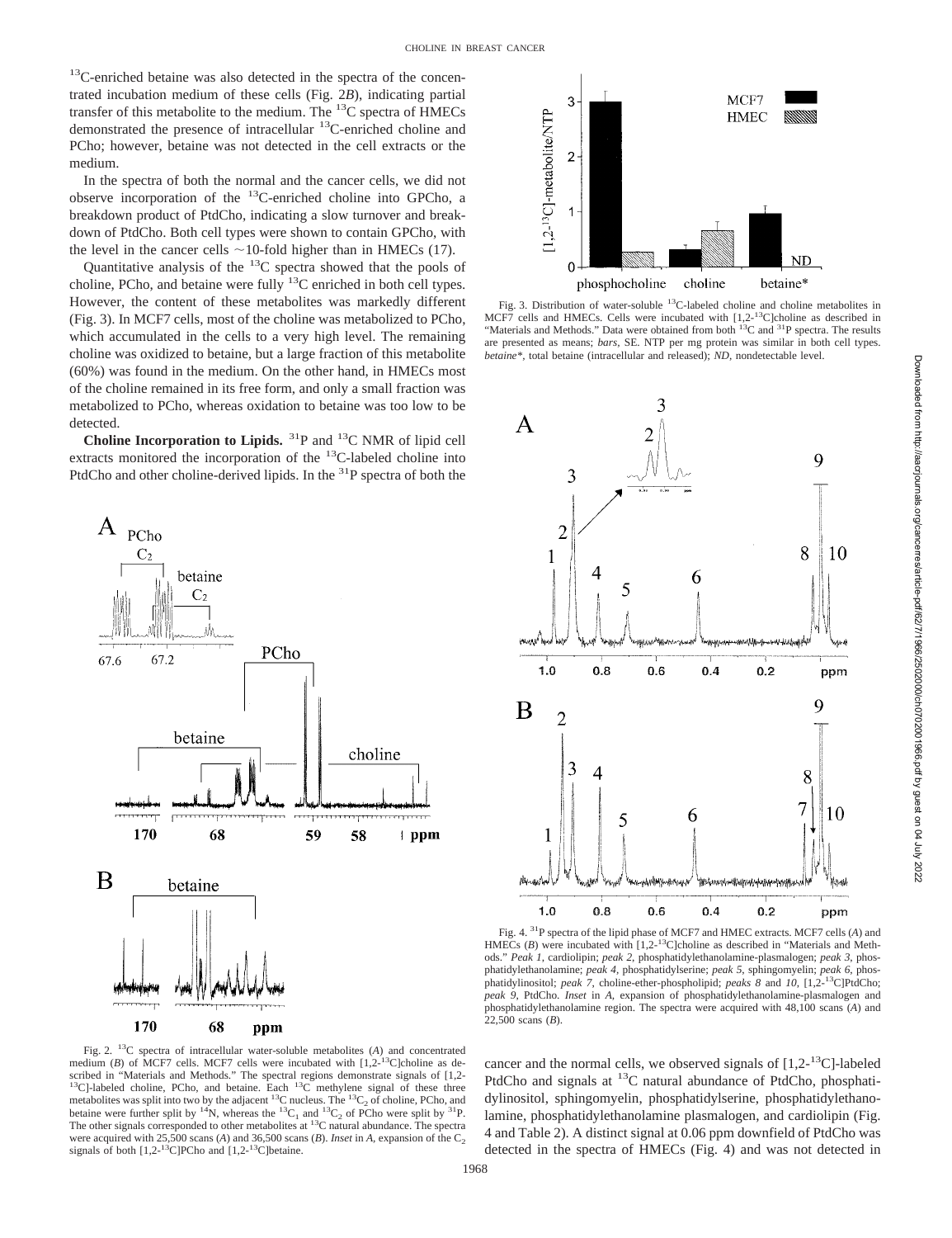$^{13}$C-enriched betaine was also detected in the spectra of the concentrated incubation medium of these cells (Fig. 2*B*), indicating partial transfer of this metabolite to the medium. The $^{13}$C spectra of HMECs demonstrated the presence of intracellular $^{13}$C-enriched choline and PCho; however, betaine was not detected in the cell extracts or the medium.

In the spectra of both the normal and the cancer cells, we did not observe incorporation of the $^{13}$C-enriched choline into GPCho, a breakdown product of PtdCho, indicating a slow turnover and breakdown of PtdCho. Both cell types were shown to contain GPCho, with the level in the cancer cells ~10-fold higher than in HMECs (17).

Quantitative analysis of the $^{13}$C spectra showed that the pools of choline, PCho, and betaine were fully $^{13}$C enriched in both cell types. However, the content of these metabolites was markedly different (Fig. 3). In MCF7 cells, most of the choline was metabolized to PCho, which accumulated in the cells to a very high level. The remaining choline was oxidized to betaine, but a large fraction of this metabolite (60%) was found in the medium. On the other hand, in HMECs most of the choline remained in its free form, and only a small fraction was metabolized to PCho, whereas oxidation to betaine was too low to be detected.

**Choline Incorporation to Lipids.** $^{31}$P and $^{13}$C NMR of lipid cell extracts monitored the incorporation of the $^{13}$C-labeled choline into PtdCho and other choline-derived lipids. In the $^{31}$P spectra of both the cancer and the normal cells, we observed signals of [1,2-$^{13}$C]-labeled PtdCho and signals at $^{13}$C natural abundance of PtdCho, phosphatidylinositol, sphingomyelin, phosphatidylserine, phosphatidylethanolamine, phosphatidylethanolamine plasmalogen, and cardiolipin (Fig. 4 and Table 2). A distinct signal at 0.06 ppm downfield of PtdCho was detected in the spectra of HMECs (Fig. 4) and was not detected in

Fig. 2. $^{13}$C spectra of intracellular water-soluble metabolites (*A*) and concentrated medium (*B*) of MCF7 cells. MCF7 cells were incubated with [1,2-$^{13}$C]choline as described in "Materials and Methods." The spectral regions demonstrate signals of [1,2-$^{13}$C]-labeled choline, PCho, and betaine. Each $^{13}$C methylene signal of these three metabolites was split into two by the adjacent $^{13}$C nucleus. The $^{13}C_2$ of choline, PCho, and betaine were further split by $^{14}$N, whereas the $^{13}C_1$ and $^{13}C_2$ of PCho were split by $^{31}$P. The other signals corresponded to other metabolites at $^{13}$C natural abundance. The spectra were acquired with 25,500 scans (*A*) and 36,500 scans (*B*). *Inset* in *A*, expansion of the $C_2$ signals of both [1,2-$^{13}$C]PCho and [1,2-$^{13}$C]betaine.

Fig. 3. Distribution of water-soluble $^{13}$C-labeled choline and choline metabolites in MCF7 cells and HMECs. Cells were incubated with [1,2-$^{13}$C]choline as described in "Materials and Methods." Data were obtained from both $^{13}$C and $^{31}$P spectra. The results are presented as means; *bars*, SE. NTP per mg protein was similar in both cell types. *betaine\**, total betaine (intracellular and released); *ND*, nondetectable level.

Fig. 4. $^{31}$P spectra of the lipid phase of MCF7 and HMEC extracts. MCF7 cells (*A*) and HMECs (*B*) were incubated with [1,2-$^{13}$C]choline as described in "Materials and Methods." *Peak 1*, cardiolipin; *peak 2*, phosphatidylethanolamine-plasmalogen; *peak 3*, phosphatidylethanolamine; *peak 4*, phosphatidylserine; *peak 5*, sphingomyelin; *peak 6*, phosphatidylinositol; *peak 7*, choline-ether-phospholipid; *peaks 8* and *10*, [1,2-$^{13}$C]PtdCho; *peak 9*, PtdCho. *Inset* in *A*, expansion of phosphatidylethanolamine-plasmalogen and phosphatidylethanolamine region. The spectra were acquired with 48,100 scans (*A*) and 22,500 scans (*B*).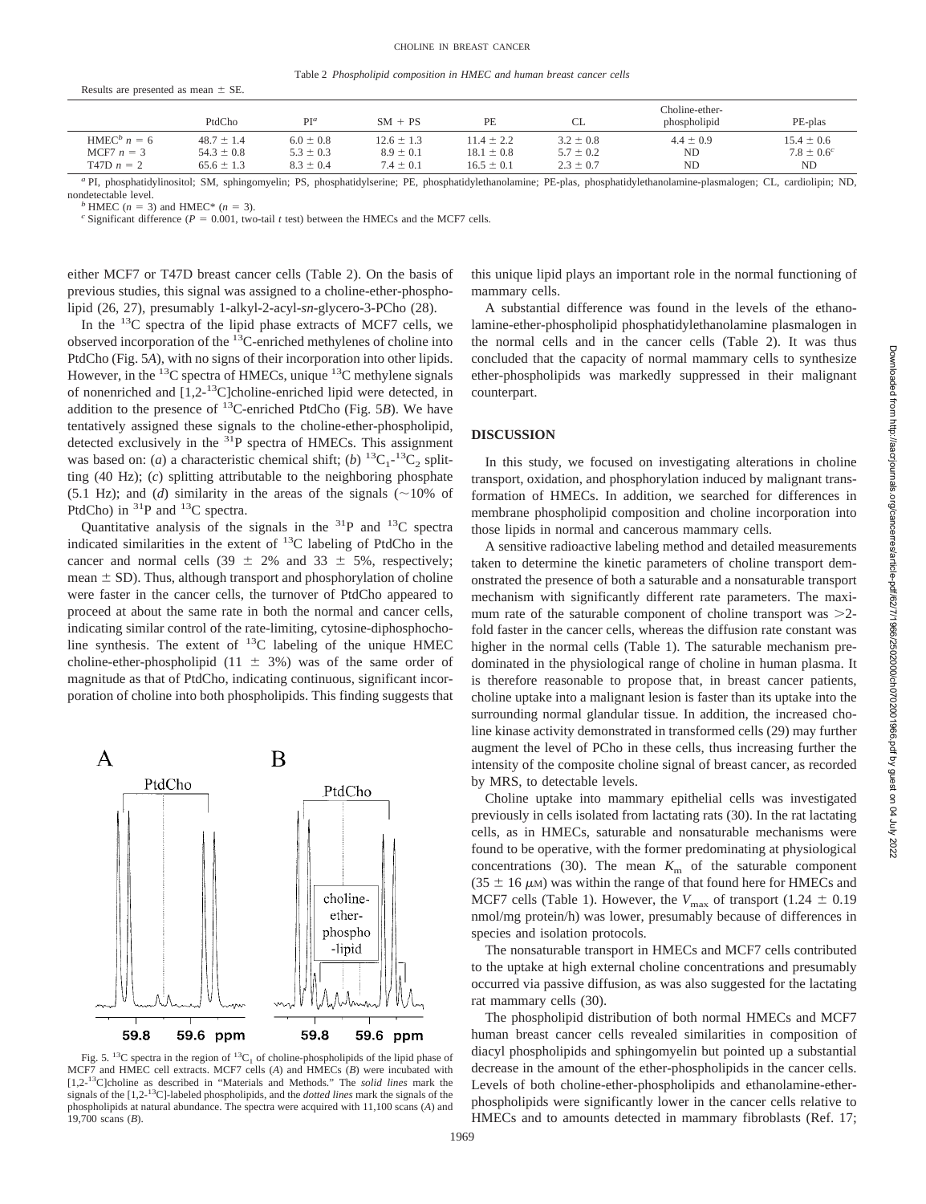Table 2 *Phospholipid composition in HMEC and human breast cancer cells*

Results are presented as mean ± SE.

| | PtdCho | PI[a] | SM + PS | PE | CL | Choline-ether-phospholipid | PE-plas |
|---|---|---|---|---|---|---|---|
| HMEC[b] $n = 6$ | 48.7 ± 1.4 | 6.0 ± 0.8 | 12.6 ± 1.3 | 11.4 ± 2.2 | 3.2 ± 0.8 | 4.4 ± 0.9 | 15.4 ± 0.6 |
| MCF7 $n = 3$ | 54.3 ± 0.8 | 5.3 ± 0.3 | 8.9 ± 0.1 | 18.1 ± 0.8 | 5.7 ± 0.2 | ND | 7.8 ± 0.6[c] |
| T47D $n = 2$ | 65.6 ± 1.3 | 8.3 ± 0.4 | 7.4 ± 0.1 | 16.5 ± 0.1 | 2.3 ± 0.7 | ND | ND |

[a] PI, phosphatidylinositol; SM, sphingomyelin; PS, phosphatidylserine; PE, phosphatidylethanolamine; PE-plas, phosphatidylethanolamine-plasmalogen; CL, cardiolipin; ND, nondetectable level.

[b] HMEC ($n = 3$) and HMEC* ($n = 3$).

[c] Significant difference ($P = 0.001$, two-tail $t$ test) between the HMECs and the MCF7 cells.

either MCF7 or T47D breast cancer cells (Table 2). On the basis of previous studies, this signal was assigned to a choline-ether-phospholipid (26, 27), presumably 1-alkyl-2-acyl-*sn*-glycero-3-PCho (28).

In the $^{13}C$ spectra of the lipid phase extracts of MCF7 cells, we observed incorporation of the $^{13}C$-enriched methylenes of choline into PtdCho (Fig. 5*A*), with no signs of their incorporation into other lipids. However, in the $^{13}C$ spectra of HMECs, unique $^{13}C$ methylene signals of nonenriched and [1,2-$^{13}C$]choline-enriched lipid were detected, in addition to the presence of $^{13}C$-enriched PtdCho (Fig. 5*B*). We have tentatively assigned these signals to the choline-ether-phospholipid, detected exclusively in the $^{31}P$ spectra of HMECs. This assignment was based on: (*a*) a characteristic chemical shift; (*b*) $^{13}C_1$-$^{13}C_2$ splitting (40 Hz); (*c*) splitting attributable to the neighboring phosphate (5.1 Hz); and (*d*) similarity in the areas of the signals (~10% of PtdCho) in $^{31}P$ and $^{13}C$ spectra.

Quantitative analysis of the signals in the $^{31}P$ and $^{13}C$ spectra indicated similarities in the extent of $^{13}C$ labeling of PtdCho in the cancer and normal cells (39 ± 2% and 33 ± 5%, respectively; mean ± SD). Thus, although transport and phosphorylation of choline were faster in the cancer cells, the turnover of PtdCho appeared to proceed at about the same rate in both the normal and cancer cells, indicating similar control of the rate-limiting, cytosine-diphosphocholine synthesis. The extent of $^{13}C$ labeling of the unique HMEC choline-ether-phospholipid (11 ± 3%) was of the same order of magnitude as that of PtdCho, indicating continuous, significant incorporation of choline into both phospholipids. This finding suggests that this unique lipid plays an important role in the normal functioning of mammary cells.

Fig. 5. $^{13}C$ spectra in the region of $^{13}C_1$ of choline-phospholipids of the lipid phase of MCF7 and HMEC cell extracts. MCF7 cells (*A*) and HMECs (*B*) were incubated with [1,2-$^{13}C$]choline as described in "Materials and Methods." The *solid lines* mark the signals of the [1,2-$^{13}C$]-labeled phospholipids, and the *dotted lines* mark the signals of the phospholipids at natural abundance. The spectra were acquired with 11,100 scans (*A*) and 19,700 scans (*B*).

A substantial difference was found in the levels of the ethanolamine-ether-phospholipid phosphatidylethanolamine plasmalogen in the normal cells and in the cancer cells (Table 2). It was thus concluded that the capacity of normal mammary cells to synthesize ether-phospholipids was markedly suppressed in their malignant counterpart.

## DISCUSSION

In this study, we focused on investigating alterations in choline transport, oxidation, and phosphorylation induced by malignant transformation of HMECs. In addition, we searched for differences in membrane phospholipid composition and choline incorporation into those lipids in normal and cancerous mammary cells.

A sensitive radioactive labeling method and detailed measurements taken to determine the kinetic parameters of choline transport demonstrated the presence of both a saturable and a nonsaturable transport mechanism with significantly different rate parameters. The maximum rate of the saturable component of choline transport was >2-fold faster in the cancer cells, whereas the diffusion rate constant was higher in the normal cells (Table 1). The saturable mechanism predominated in the physiological range of choline in human plasma. It is therefore reasonable to propose that, in breast cancer patients, choline uptake into a malignant lesion is faster than its uptake into the surrounding normal glandular tissue. In addition, the increased choline kinase activity demonstrated in transformed cells (29) may further augment the level of PCho in these cells, thus increasing further the intensity of the composite choline signal of breast cancer, as recorded by MRS, to detectable levels.

Choline uptake into mammary epithelial cells was investigated previously in cells isolated from lactating rats (30). In the rat lactating cells, as in HMECs, saturable and nonsaturable mechanisms were found to be operative, with the former predominating at physiological concentrations (30). The mean $K_m$ of the saturable component (35 ± 16 $\mu$M) was within the range of that found here for HMECs and MCF7 cells (Table 1). However, the $V_{max}$ of transport (1.24 ± 0.19 nmol/mg protein/h) was lower, presumably because of differences in species and isolation protocols.

The nonsaturable transport in HMECs and MCF7 cells contributed to the uptake at high external choline concentrations and presumably occurred via passive diffusion, as was also suggested for the lactating rat mammary cells (30).

The phospholipid distribution of both normal HMECs and MCF7 human breast cancer cells revealed similarities in composition of diacyl phospholipids and sphingomyelin but pointed up a substantial decrease in the amount of the ether-phospholipids in the cancer cells. Levels of both choline-ether-phospholipids and ethanolamine-ether-phospholipids were significantly lower in the cancer cells relative to HMECs and to amounts detected in mammary fibroblasts (Ref. 17;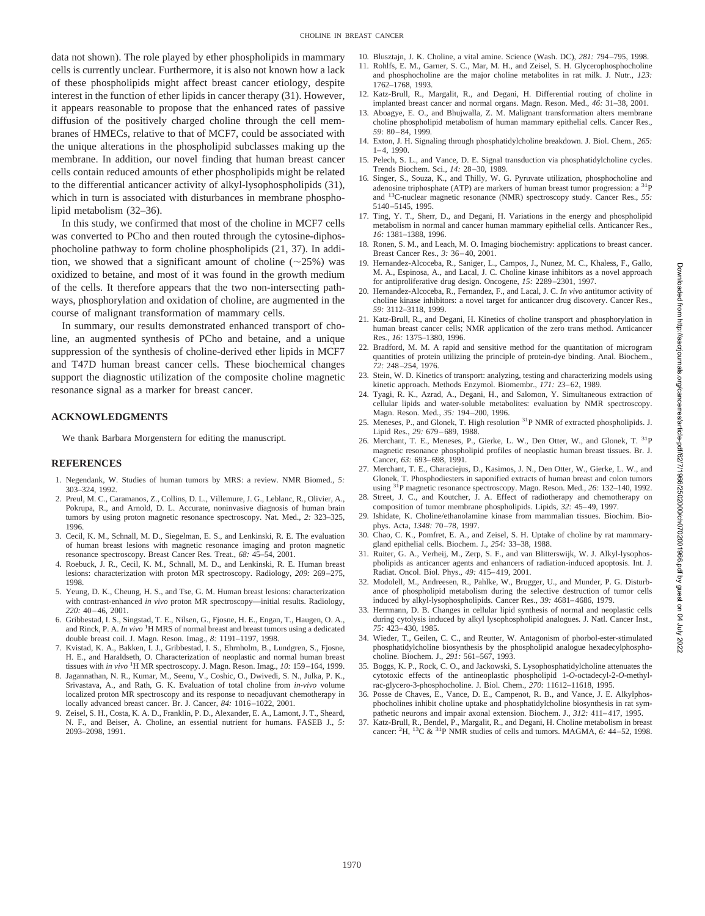data not shown). The role played by ether phospholipids in mammary cells is currently unclear. Furthermore, it is also not known how a lack of these phospholipids might affect breast cancer etiology, despite interest in the function of ether lipids in cancer therapy (31). However, it appears reasonable to propose that the enhanced rates of passive diffusion of the positively charged choline through the cell membranes of HMECs, relative to that of MCF7, could be associated with the unique alterations in the phospholipid subclasses making up the membrane. In addition, our novel finding that human breast cancer cells contain reduced amounts of ether phospholipids might be related to the differential anticancer activity of alkyl-lysophospholipids (31), which in turn is associated with disturbances in membrane phospholipid metabolism (32–36).

In this study, we confirmed that most of the choline in MCF7 cells was converted to PCho and then routed through the cytosine-diphosphocholine pathway to form choline phospholipids (21, 37). In addition, we showed that a significant amount of choline (~25%) was oxidized to betaine, and most of it was found in the growth medium of the cells. It therefore appears that the two non-intersecting pathways, phosphorylation and oxidation of choline, are augmented in the course of malignant transformation of mammary cells.

In summary, our results demonstrated enhanced transport of choline, an augmented synthesis of PCho and betaine, and a unique suppression of the synthesis of choline-derived ether lipids in MCF7 and T47D human breast cancer cells. These biochemical changes support the diagnostic utilization of the composite choline magnetic resonance signal as a marker for breast cancer.

## ACKNOWLEDGMENTS

We thank Barbara Morgenstern for editing the manuscript.

## REFERENCES

1. Negendank, W. Studies of human tumors by MRS: a review. NMR Biomed., *5:* 303–324, 1992.
2. Preul, M. C., Caramanos, Z., Collins, D. L., Villemure, J. G., Leblanc, R., Olivier, A., Pokrupa, R., and Arnold, D. L. Accurate, noninvasive diagnosis of human brain tumors by using proton magnetic resonance spectroscopy. Nat. Med., *2:* 323–325, 1996.
3. Cecil, K. M., Schnall, M. D., Siegelman, E. S., and Lenkinski, R. E. The evaluation of human breast lesions with magnetic resonance imaging and proton magnetic resonance spectroscopy. Breast Cancer Res. Treat., *68:* 45–54, 2001.
4. Roebuck, J. R., Cecil, K. M., Schnall, M. D., and Lenkinski, R. E. Human breast lesions: characterization with proton MR spectroscopy. Radiology, *209:* 269–275, 1998.
5. Yeung, D. K., Cheung, H. S., and Tse, G. M. Human breast lesions: characterization with contrast-enhanced *in vivo* proton MR spectroscopy—initial results. Radiology, *220:* 40–46, 2001.
6. Gribbestad, I. S., Singstad, T. E., Nilsen, G., Fjosne, H. E., Engan, T., Haugen, O. A., and Rinck, P. A. *In vivo* $^{1}$H MRS of normal breast and breast tumors using a dedicated double breast coil. J. Magn. Reson. Imag., *8:* 1191–1197, 1998.
7. Kvistad, K. A., Bakken, I. J., Gribbestad, I. S., Ehrnholm, B., Lundgren, S., Fjosne, H. E., and Haraldseth, O. Characterization of neoplastic and normal human breast tissues with *in vivo* $^{1}$H MR spectroscopy. J. Magn. Reson. Imag., *10:* 159–164, 1999.
8. Jagannathan, N. R., Kumar, M., Seenu, V., Coshic, O., Dwivedi, S. N., Julka, P. K., Srivastava, A., and Rath, G. K. Evaluation of total choline from *in-vivo* volume localized proton MR spectroscopy and its response to neoadjuvant chemotherapy in locally advanced breast cancer. Br. J. Cancer, *84:* 1016–1022, 2001.
9. Zeisel, S. H., Costa, K. A. D., Franklin, P. D., Alexander, E. A., Lamont, J. T., Sheard, N. F., and Beiser, A. Choline, an essential nutrient for humans. FASEB J., *5:* 2093–2098, 1991.
10. Blusztajn, J. K. Choline, a vital amine. Science (Wash. DC), *281:* 794–795, 1998.
11. Rohlfs, E. M., Garner, S. C., Mar, M. H., and Zeisel, S. H. Glycerophosphocholine and phosphocholine are the major choline metabolites in rat milk. J. Nutr., *123:* 1762–1768, 1993.
12. Katz-Brull, R., Margalit, R., and Degani, H. Differential routing of choline in implanted breast cancer and normal organs. Magn. Reson. Med., *46:* 31–38, 2001.
13. Aboagye, E. O., and Bhujwalla, Z. M. Malignant transformation alters membrane choline phospholipid metabolism of human mammary epithelial cells. Cancer Res., *59:* 80–84, 1999.
14. Exton, J. H. Signaling through phosphatidylcholine breakdown. J. Biol. Chem., *265:* 1–4, 1990.
15. Pelech, S. L., and Vance, D. E. Signal transduction via phosphatidylcholine cycles. Trends Biochem. Sci., *14:* 28–30, 1989.
16. Singer, S., Souza, K., and Thilly, W. G. Pyruvate utilization, phosphocholine and adenosine triphosphate (ATP) are markers of human breast tumor progression: a $^{31}$P and $^{13}$C-nuclear magnetic resonance (NMR) spectroscopy study. Cancer Res., *55:* 5140–5145, 1995.
17. Ting, Y. T., Sherr, D., and Degani, H. Variations in the energy and phospholipid metabolism in normal and cancer human mammary epithelial cells. Anticancer Res., *16:* 1381–1388, 1996.
18. Ronen, S. M., and Leach, M. O. Imaging biochemistry: applications to breast cancer. Breast Cancer Res., *3:* 36–40, 2001.
19. Hernandez-Alcoceba, R., Saniger, L., Campos, J., Nunez, M. C., Khaless, F., Gallo, M. A., Espinosa, A., and Lacal, J. C. Choline kinase inhibitors as a novel approach for antiproliferative drug design. Oncogene, *15:* 2289–2301, 1997.
20. Hernandez-Alcoceba, R., Fernandez, F., and Lacal, J. C. *In vivo* antitumor activity of choline kinase inhibitors: a novel target for anticancer drug discovery. Cancer Res., *59:* 3112–3118, 1999.
21. Katz-Brull, R., and Degani, H. Kinetics of choline transport and phosphorylation in human breast cancer cells; NMR application of the zero trans method. Anticancer Res., *16:* 1375–1380, 1996.
22. Bradford, M. M. A rapid and sensitive method for the quantitation of microgram quantities of protein utilizing the principle of protein-dye binding. Anal. Biochem., *72:* 248–254, 1976.
23. Stein, W. D. Kinetics of transport: analyzing, testing and characterizing models using kinetic approach. Methods Enzymol. Biomembr., *171:* 23–62, 1989.
24. Tyagi, R. K., Azrad, A., Degani, H., and Salomon, Y. Simultaneous extraction of cellular lipids and water-soluble metabolites: evaluation by NMR spectroscopy. Magn. Reson. Med., *35:* 194–200, 1996.
25. Meneses, P., and Glonek, T. High resolution $^{31}$P NMR of extracted phospholipids. J. Lipid Res., *29:* 679–689, 1988.
26. Merchant, T. E., Meneses, P., Gierke, L. W., Den Otter, W., and Glonek, T. $^{31}$P magnetic resonance phospholipid profiles of neoplastic human breast tissues. Br. J. Cancer, *63:* 693–698, 1991.
27. Merchant, T. E., Characiejus, D., Kasimos, J. N., Den Otter, W., Gierke, L. W., and Glonek, T. Phosphodiesters in saponified extracts of human breast and colon tumors using $^{31}$P magnetic resonance spectroscopy. Magn. Reson. Med., *26:* 132–140, 1992.
28. Street, J. C., and Koutcher, J. A. Effect of radiotherapy and chemotherapy on composition of tumor membrane phospholipids. Lipids, *32:* 45–49, 1997.
29. Ishidate, K. Choline/ethanolamine kinase from mammalian tissues. Biochim. Biophys. Acta, *1348:* 70–78, 1997.
30. Chao, C. K., Pomfret, E. A., and Zeisel, S. H. Uptake of choline by rat mammary-gland epithelial cells. Biochem. J., *254:* 33–38, 1988.
31. Ruiter, G. A., Verheij, M., Zerp, S. F., and van Blitterswijk, W. J. Alkyl-lysophospholipids as anticancer agents and enhancers of radiation-induced apoptosis. Int. J. Radiat. Oncol. Biol. Phys., *49:* 415–419, 2001.
32. Modolell, M., Andreesen, R., Pahlke, W., Brugger, U., and Munder, P. G. Disturbance of phospholipid metabolism during the selective destruction of tumor cells induced by alkyl-lysophospholipids. Cancer Res., *39:* 4681–4686, 1979.
33. Herrmann, D. B. Changes in cellular lipid synthesis of normal and neoplastic cells during cytolysis induced by alkyl lysophospholipid analogues. J. Natl. Cancer Inst., *75:* 423–430, 1985.
34. Wieder, T., Geilen, C. C., and Reutter, W. Antagonism of phorbol-ester-stimulated phosphatidylcholine biosynthesis by the phospholipid analogue hexadecylphosphocholine. Biochem. J., *291:* 561–567, 1993.
35. Boggs, K. P., Rock, C. O., and Jackowski, S. Lysophosphatidylcholine attenuates the cytotoxic effects of the antineoplastic phospholipid 1-*O*-octadecyl-2-*O*-methyl-rac-glycero-3-phosphocholine. J. Biol. Chem., *270:* 11612–11618, 1995.
36. Posse de Chaves, E., Vance, D. E., Campenot, R. B., and Vance, J. E. Alkylphosphocholines inhibit choline uptake and phosphatidylcholine biosynthesis in rat sympathetic neurons and impair axonal extension. Biochem. J., *312:* 411–417, 1995.
37. Katz-Brull, R., Bendel, P., Margalit, R., and Degani, H. Choline metabolism in breast cancer: $^{2}$H, $^{13}$C & $^{31}$P NMR studies of cells and tumors. MAGMA, *6:* 44–52, 1998.